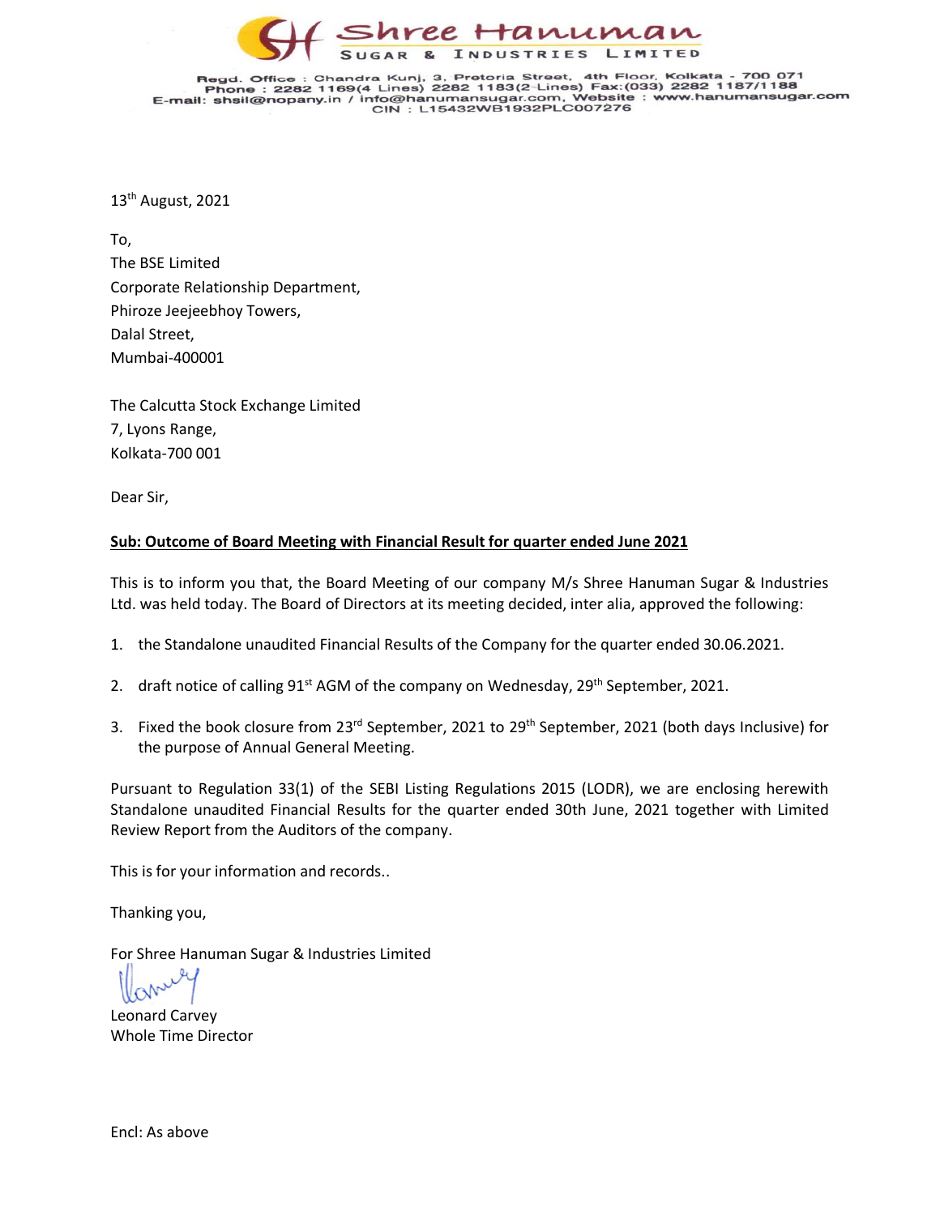# Shree Hanuman

SUGAR & INDUSTRIES LIMITED

Regd. Office : Chandra Kunj, 3, Pretoria Street, 4th Floor, Kolkata - 700 071
Phone : 2282 1169(4 Lines) 2282 1183(2 Lines) Fax:(033) 2282 1187/1188
E-mail: shsil@nopany.in / info@hanumansugar.com, Website : www.hanumansugar.com
CIN : L15432WB1932PLC007276

13th August, 2021

To,
The BSE Limited
Corporate Relationship Department,
Phiroze Jeejeebhoy Towers,
Dalal Street,
Mumbai-400001

The Calcutta Stock Exchange Limited
7, Lyons Range,
Kolkata-700 001

Dear Sir,

**Sub: Outcome of Board Meeting with Financial Result for quarter ended June 2021**

This is to inform you that, the Board Meeting of our company M/s Shree Hanuman Sugar & Industries Ltd. was held today. The Board of Directors at its meeting decided, inter alia, approved the following:

1. the Standalone unaudited Financial Results of the Company for the quarter ended 30.06.2021.
2. draft notice of calling 91st AGM of the company on Wednesday, 29th September, 2021.
3. Fixed the book closure from 23rd September, 2021 to 29th September, 2021 (both days Inclusive) for the purpose of Annual General Meeting.

Pursuant to Regulation 33(1) of the SEBI Listing Regulations 2015 (LODR), we are enclosing herewith Standalone unaudited Financial Results for the quarter ended 30th June, 2021 together with Limited Review Report from the Auditors of the company.

This is for your information and records..

Thanking you,

For Shree Hanuman Sugar & Industries Limited

Leonard Carvey
Whole Time Director

Encl: As above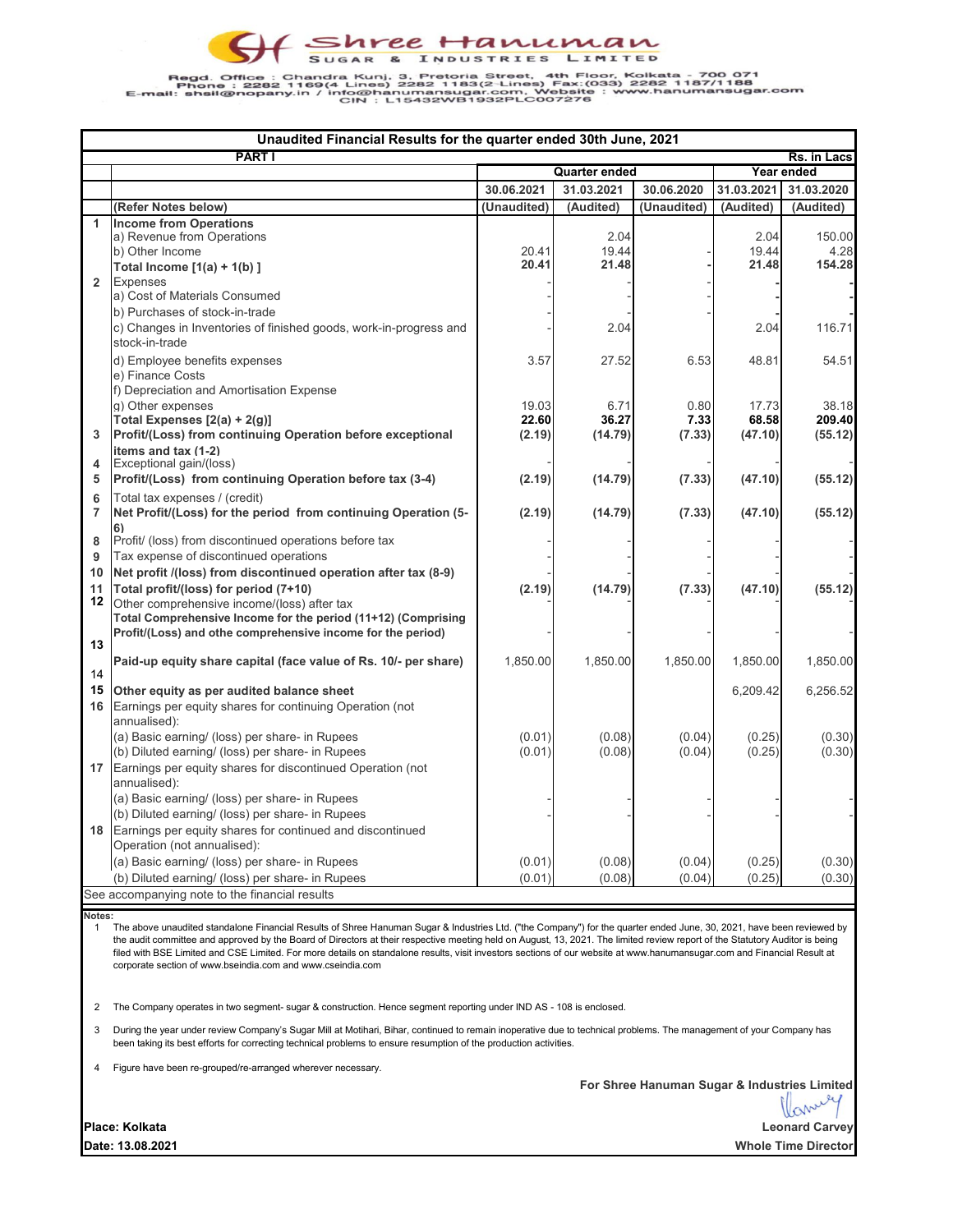# Shree Hanuman

SUGAR & INDUSTRIES LIMITED

Regd. Office : Chandra Kunj, 3, Pretoria Street, 4th Floor, Kolkata - 700 071
Phone : 2282 1169(4 Lines) 2282 1183(2 Lines) Fax:(033) 2282 1187/1188
E-mail: shsil@nopany.in / info@hanumansugar.com, Website : www.hanumansugar.com
CIN : L15432WB1932PLC007276

## Unaudited Financial Results for the quarter ended 30th June, 2021

**PART I** — Rs. in Lacs

| | | Quarter ended | | | Year ended | |
|---|---|---|---|---|---|---|
| | | 30.06.2021 | 31.03.2021 | 30.06.2020 | 31.03.2021 | 31.03.2020 |
| | (Refer Notes below) | (Unaudited) | (Audited) | (Unaudited) | (Audited) | (Audited) |
| 1 | **Income from Operations** | | | | | |
| | a) Revenue from Operations | | 2.04 | | 2.04 | 150.00 |
| | b) Other Income | 20.41 | 19.44 | - | 19.44 | 4.28 |
| | **Total Income [1(a) + 1(b) ]** | **20.41** | **21.48** | **-** | **21.48** | **154.28** |
| 2 | Expenses | | | | | |
| | a) Cost of Materials Consumed | - | - | - | - | - |
| | b) Purchases of stock-in-trade | - | - | - | - | - |
| | c) Changes in Inventories of finished goods, work-in-progress and stock-in-trade | - | 2.04 | - | 2.04 | 116.71 |
| | d) Employee benefits expenses | 3.57 | 27.52 | 6.53 | 48.81 | 54.51 |
| | e) Finance Costs | | | | | |
| | f) Depreciation and Amortisation Expense | | | | | |
| | g) Other expenses | 19.03 | 6.71 | 0.80 | 17.73 | 38.18 |
| | **Total Expenses [2(a) + 2(g)]** | **22.60** | **36.27** | **7.33** | **68.58** | **209.40** |
| 3 | **Profit/(Loss) from continuing Operation before exceptional items and tax (1-2)** | **(2.19)** | **(14.79)** | **(7.33)** | **(47.10)** | **(55.12)** |
| 4 | Exceptional gain/(loss) | - | - | - | - | - |
| 5 | **Profit/(Loss) from continuing Operation before tax (3-4)** | **(2.19)** | **(14.79)** | **(7.33)** | **(47.10)** | **(55.12)** |
| 6 | Total tax expenses / (credit) | | | | | |
| 7 | **Net Profit/(Loss) for the period from continuing Operation (5-6)** | **(2.19)** | **(14.79)** | **(7.33)** | **(47.10)** | **(55.12)** |
| 8 | Profit/ (loss) from discontinued operations before tax | - | - | - | - | - |
| 9 | Tax expense of discontinued operations | - | - | - | - | - |
| 10 | **Net profit /(loss) from discontinued operation after tax (8-9)** | - | - | - | - | - |
| 11 | **Total profit/(loss) for period (7+10)** | **(2.19)** | **(14.79)** | **(7.33)** | **(47.10)** | **(55.12)** |
| 12 | Other comprehensive income/(loss) after tax | - | | | | - |
| 13 | **Total Comprehensive Income for the period (11+12) (Comprising Profit/(Loss) and othe comprehensive income for the period)** | - | - | - | - | - |
| 14 | **Paid-up equity share capital (face value of Rs. 10/- per share)** | 1,850.00 | 1,850.00 | 1,850.00 | 1,850.00 | 1,850.00 |
| 15 | **Other equity as per audited balance sheet** | | | | 6,209.42 | 6,256.52 |
| 16 | Earnings per equity shares for continuing Operation (not annualised): | | | | | |
| | (a) Basic earning/ (loss) per share- in Rupees | (0.01) | (0.08) | (0.04) | (0.25) | (0.30) |
| | (b) Diluted earning/ (loss) per share- in Rupees | (0.01) | (0.08) | (0.04) | (0.25) | (0.30) |
| 17 | Earnings per equity shares for discontinued Operation (not annualised): | | | | | |
| | (a) Basic earning/ (loss) per share- in Rupees | - | - | - | - | - |
| | (b) Diluted earning/ (loss) per share- in Rupees | - | - | - | - | - |
| 18 | Earnings per equity shares for continued and discontinued Operation (not annualised): | | | | | |
| | (a) Basic earning/ (loss) per share- in Rupees | (0.01) | (0.08) | (0.04) | (0.25) | (0.30) |
| | (b) Diluted earning/ (loss) per share- in Rupees | (0.01) | (0.08) | (0.04) | (0.25) | (0.30) |

See accompanying note to the financial results

**Notes:**

1. The above unaudited standalone Financial Results of Shree Hanuman Sugar & Industries Ltd. ("the Company") for the quarter ended June, 30, 2021, have been reviewed by the audit committee and approved by the Board of Directors at their respective meeting held on August, 13, 2021. The limited review report of the Statutory Auditor is being filed with BSE Limited and CSE Limited. For more details on standalone results, visit investors sections of our website at www.hanumansugar.com and Financial Result at corporate section of www.bseindia.com and www.cseindia.com
2. The Company operates in two segment- sugar & construction. Hence segment reporting under IND AS - 108 is enclosed.
3. During the year under review Company's Sugar Mill at Motihari, Bihar, continued to remain inoperative due to technical problems. The management of your Company has been taking its best efforts for correcting technical problems to ensure resumption of the production activities.
4. Figure have been re-grouped/re-arranged wherever necessary.

**For Shree Hanuman Sugar & Industries Limited**

**Place: Kolkata**
**Date: 13.08.2021**

**Leonard Carvey**
**Whole Time Director**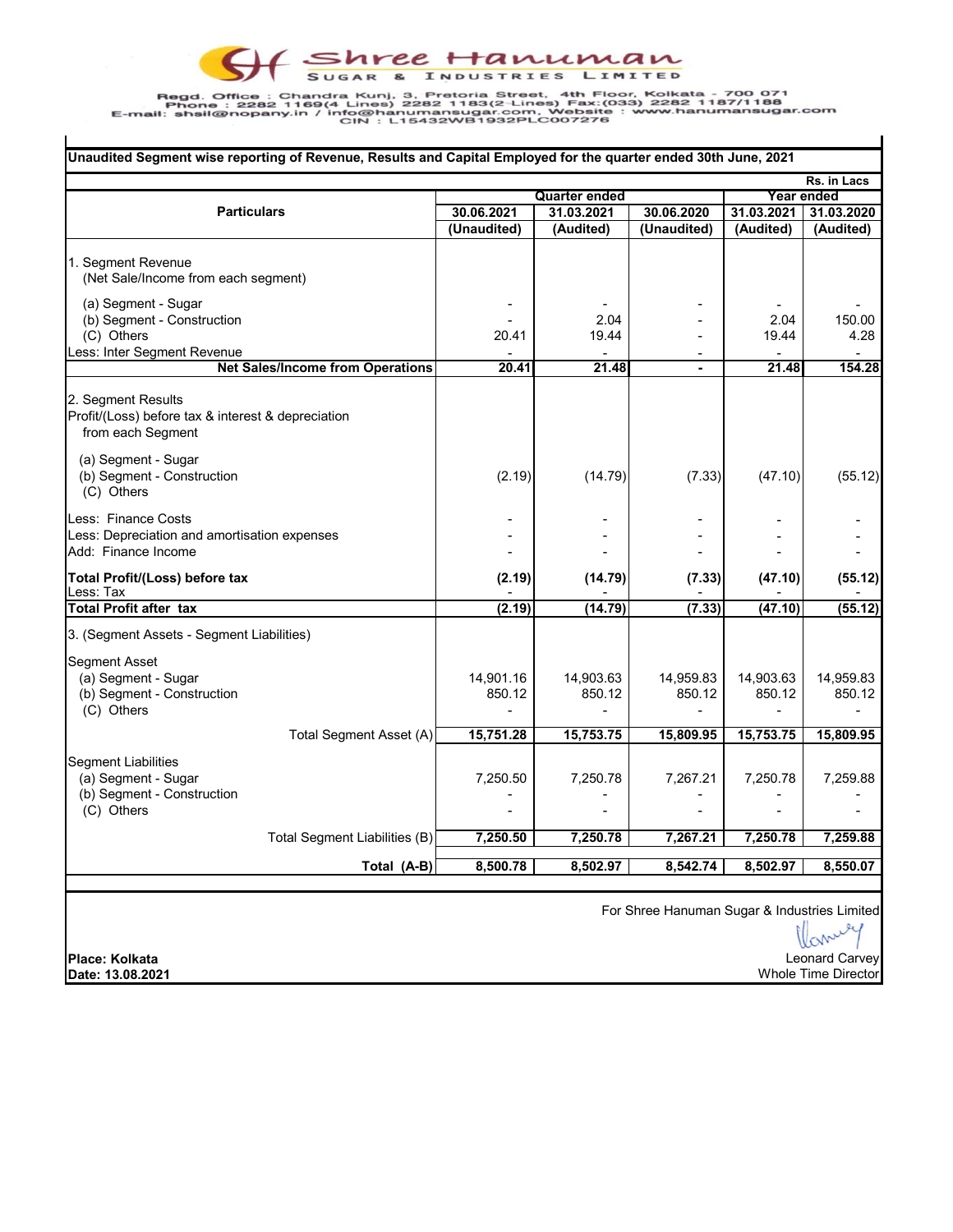# Shree Hanuman Sugar & Industries Limited

Regd. Office : Chandra Kunj, 3, Pretoria Street, 4th Floor, Kolkata - 700 071
Phone : 2282 1169(4 Lines) 2282 1183(2 Lines) Fax:(033) 2282 1187/1188
E-mail: shsil@nopany.in / info@hanumansugar.com, Website : www.hanumansugar.com
CIN : L15432WB1932PLC007276

**Unaudited Segment wise reporting of Revenue, Results and Capital Employed for the quarter ended 30th June, 2021**

**Rs. in Lacs**

| Particulars | Quarter ended | | | Year ended | |
|---|---|---|---|---|---|
| | 30.06.2021 (Unaudited) | 31.03.2021 (Audited) | 30.06.2020 (Unaudited) | 31.03.2021 (Audited) | 31.03.2020 (Audited) |
| 1. Segment Revenue (Net Sale/Income from each segment) | | | | | |
| (a) Segment - Sugar | - | - | - | - | - |
| (b) Segment - Construction | - | 2.04 | - | 2.04 | 150.00 |
| (C) Others | 20.41 | 19.44 | - | 19.44 | 4.28 |
| Less: Inter Segment Revenue | - | - | - | - | - |
| **Net Sales/Income from Operations** | **20.41** | **21.48** | **-** | **21.48** | **154.28** |
| 2. Segment Results Profit/(Loss) before tax & interest & depreciation from each Segment | | | | | |
| (a) Segment - Sugar | | | | | |
| (b) Segment - Construction | (2.19) | (14.79) | (7.33) | (47.10) | (55.12) |
| (C) Others | | | | | |
| Less: Finance Costs | - | - | - | - | - |
| Less: Depreciation and amortisation expenses | - | - | - | - | - |
| Add: Finance Income | - | - | - | - | - |
| **Total Profit/(Loss) before tax** | **(2.19)** | **(14.79)** | **(7.33)** | **(47.10)** | **(55.12)** |
| Less: Tax | - | - | - | - | - |
| **Total Profit after tax** | **(2.19)** | **(14.79)** | **(7.33)** | **(47.10)** | **(55.12)** |
| 3. (Segment Assets - Segment Liabilities) | | | | | |
| Segment Asset | | | | | |
| (a) Segment - Sugar | 14,901.16 | 14,903.63 | 14,959.83 | 14,903.63 | 14,959.83 |
| (b) Segment - Construction | 850.12 | 850.12 | 850.12 | 850.12 | 850.12 |
| (C) Others | - | - | - | - | - |
| Total Segment Asset (A) | **15,751.28** | **15,753.75** | **15,809.95** | **15,753.75** | **15,809.95** |
| Segment Liabilities | | | | | |
| (a) Segment - Sugar | 7,250.50 | 7,250.78 | 7,267.21 | 7,250.78 | 7,259.88 |
| (b) Segment - Construction | - | - | - | - | - |
| (C) Others | - | - | - | - | - |
| Total Segment Liabilities (B) | **7,250.50** | **7,250.78** | **7,267.21** | **7,250.78** | **7,259.88** |
| **Total (A-B)** | **8,500.78** | **8,502.97** | **8,542.74** | **8,502.97** | **8,550.07** |

For Shree Hanuman Sugar & Industries Limited

Leonard Carvey
Whole Time Director

**Place: Kolkata**
**Date: 13.08.2021**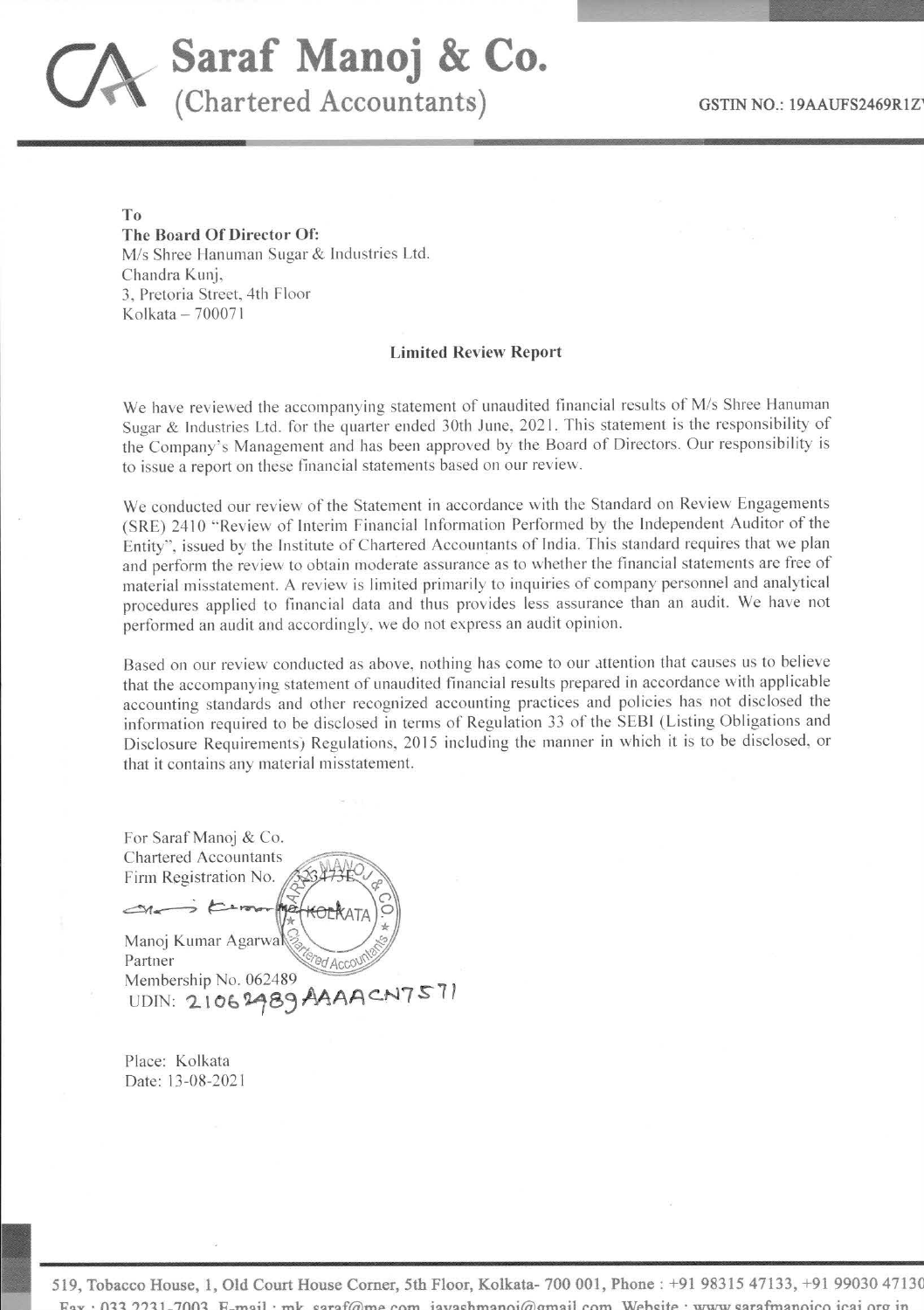# Saraf Manoj & Co.

(Chartered Accountants)

GSTIN NO.: 19AAUFS2469R1Z

To
**The Board Of Director Of:**
M/s Shree Hanuman Sugar & Industries Ltd.
Chandra Kunj,
3, Pretoria Street, 4th Floor
Kolkata – 700071

**Limited Review Report**

We have reviewed the accompanying statement of unaudited financial results of M/s Shree Hanuman Sugar & Industries Ltd. for the quarter ended 30th June, 2021. This statement is the responsibility of the Company's Management and has been approved by the Board of Directors. Our responsibility is to issue a report on these financial statements based on our review.

We conducted our review of the Statement in accordance with the Standard on Review Engagements (SRE) 2410 "Review of Interim Financial Information Performed by the Independent Auditor of the Entity", issued by the Institute of Chartered Accountants of India. This standard requires that we plan and perform the review to obtain moderate assurance as to whether the financial statements are free of material misstatement. A review is limited primarily to inquiries of company personnel and analytical procedures applied to financial data and thus provides less assurance than an audit. We have not performed an audit and accordingly, we do not express an audit opinion.

Based on our review conducted as above, nothing has come to our attention that causes us to believe that the accompanying statement of unaudited financial results prepared in accordance with applicable accounting standards and other recognized accounting practices and policies has not disclosed the information required to be disclosed in terms of Regulation 33 of the SEBI (Listing Obligations and Disclosure Requirements) Regulations, 2015 including the manner in which it is to be disclosed, or that it contains any material misstatement.

For Saraf Manoj & Co.
Chartered Accountants
Firm Registration No. 323473E

Manoj Kumar Agarwal
Partner
Membership No. 062489
UDIN: 21062489AAAACN7571

Place: Kolkata
Date: 13-08-2021

519, Tobacco House, 1, Old Court House Corner, 5th Floor, Kolkata- 700 001, Phone : +91 98315 47133, +91 99030 47130
Fax : 033 2231-7003, E-mail : mk_saraf@me.com, jayashmanoj@gmail.com, Website : www.sarafmanojco.icai.org.in